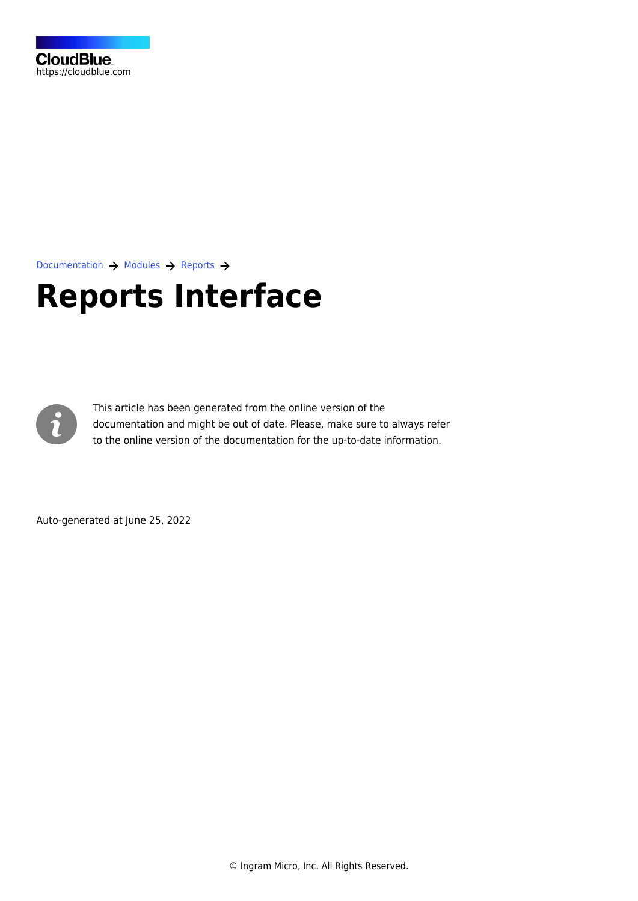CloudBlue
https://cloudblue.com

Documentation → Modules → Reports →

# Reports Interface

This article has been generated from the online version of the documentation and might be out of date. Please, make sure to always refer to the online version of the documentation for the up-to-date information.

Auto-generated at June 25, 2022

© Ingram Micro, Inc. All Rights Reserved.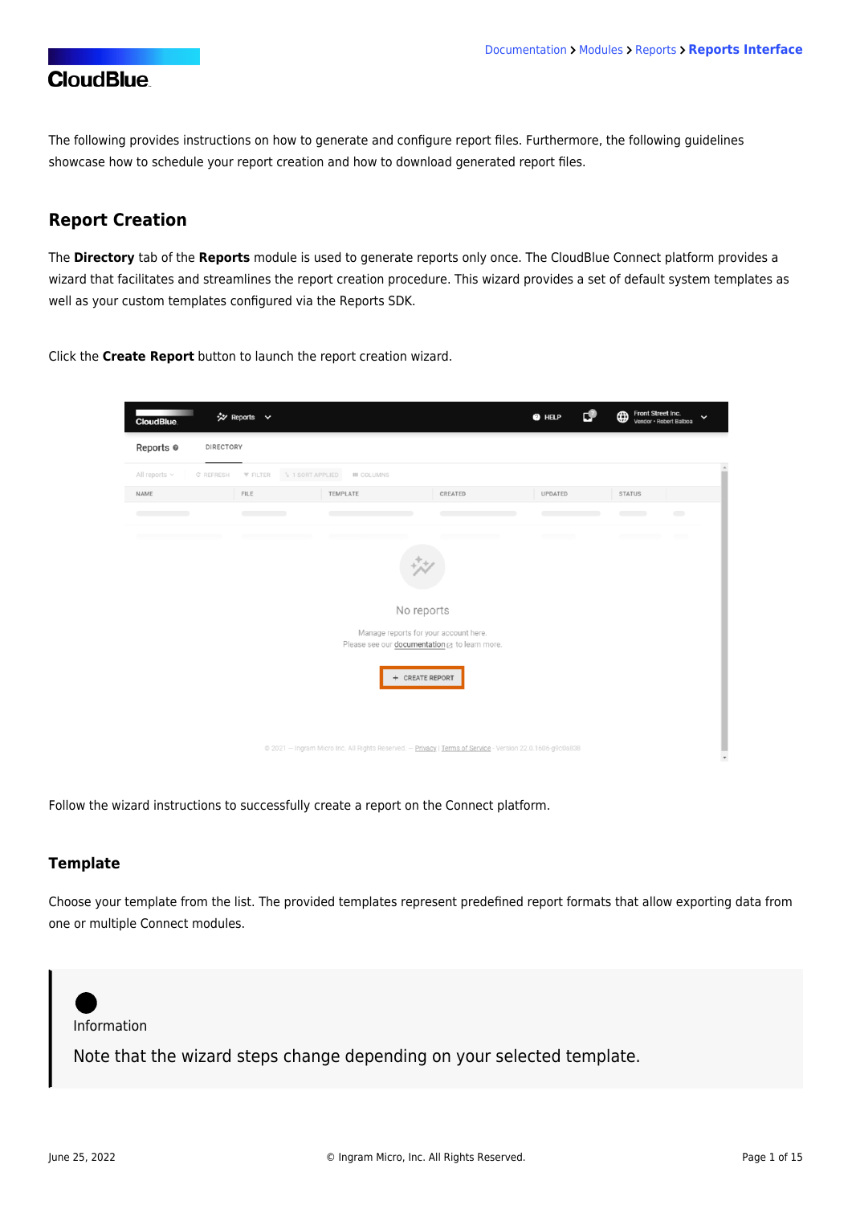The following provides instructions on how to generate and configure report files. Furthermore, the following guidelines showcase how to schedule your report creation and how to download generated report files.

## Report Creation

The **Directory** tab of the **Reports** module is used to generate reports only once. The CloudBlue Connect platform provides a wizard that facilitates and streamlines the report creation procedure. This wizard provides a set of default system templates as well as your custom templates configured via the Reports SDK.

Click the **Create Report** button to launch the report creation wizard.

Follow the wizard instructions to successfully create a report on the Connect platform.

### Template

Choose your template from the list. The provided templates represent predefined report formats that allow exporting data from one or multiple Connect modules.

> Information
>
> Note that the wizard steps change depending on your selected template.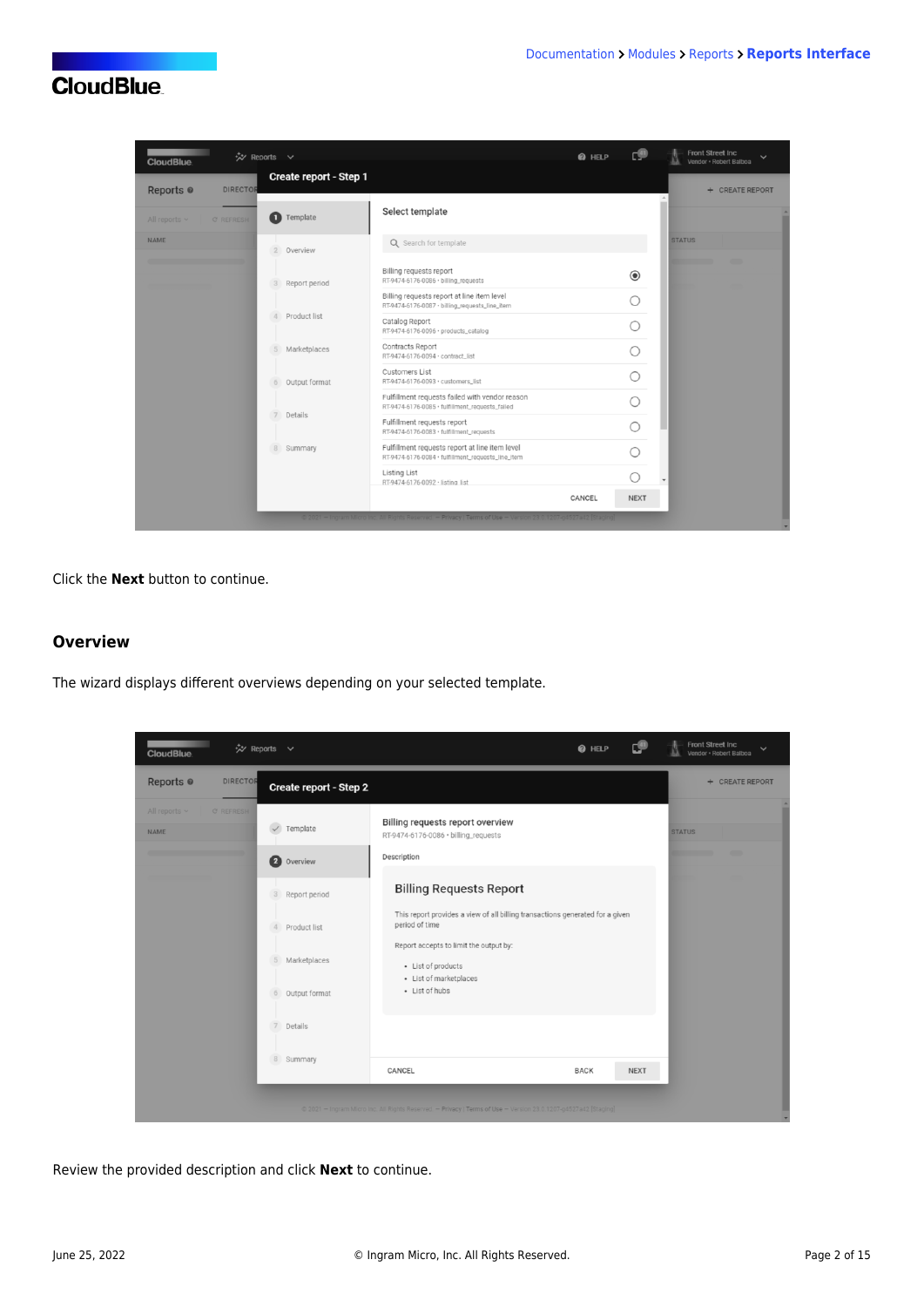Click the **Next** button to continue.

## Overview

The wizard displays different overviews depending on your selected template.

Review the provided description and click **Next** to continue.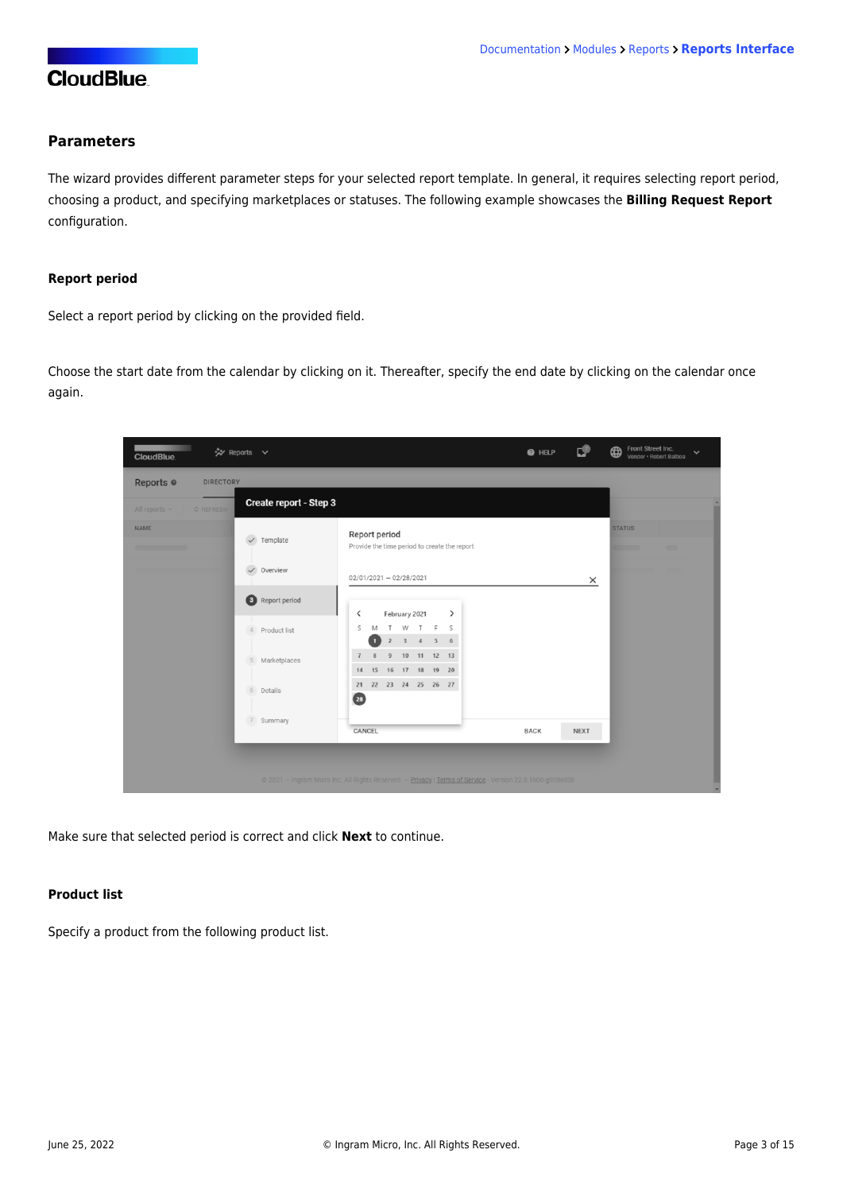## Parameters

The wizard provides different parameter steps for your selected report template. In general, it requires selecting report period, choosing a product, and specifying marketplaces or statuses. The following example showcases the **Billing Request Report** configuration.

### Report period

Select a report period by clicking on the provided field.

Choose the start date from the calendar by clicking on it. Thereafter, specify the end date by clicking on the calendar once again.

Make sure that selected period is correct and click **Next** to continue.

### Product list

Specify a product from the following product list.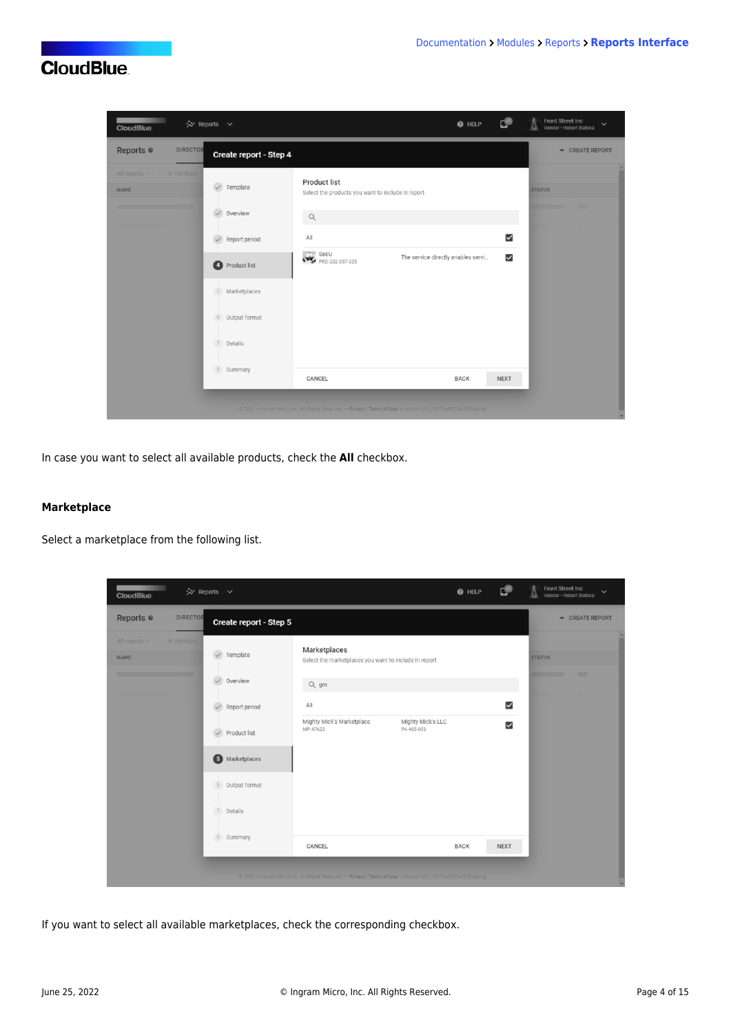In case you want to select all available products, check the **All** checkbox.

**Marketplace**

Select a marketplace from the following list.

If you want to select all available marketplaces, check the corresponding checkbox.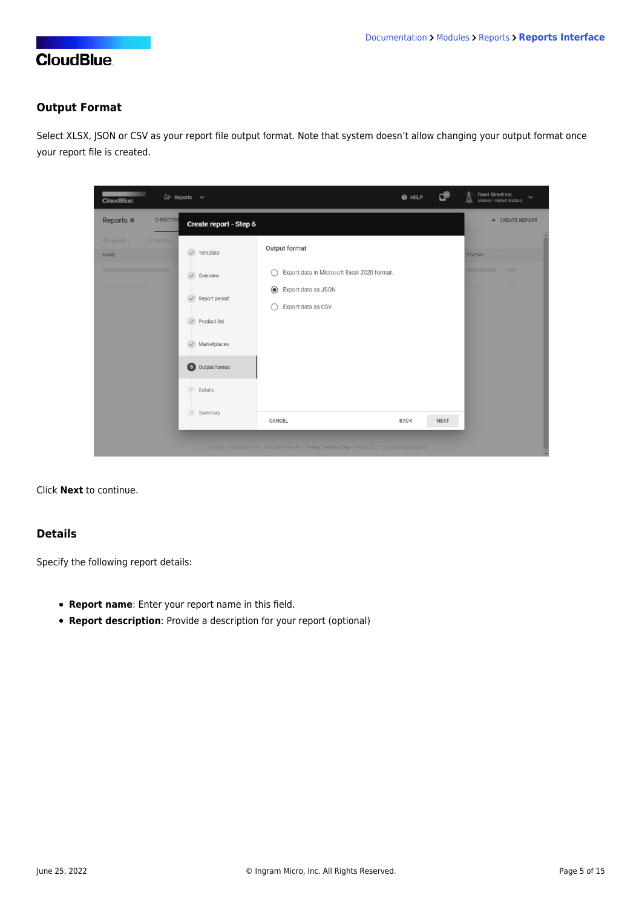## Output Format

Select XLSX, JSON or CSV as your report file output format. Note that system doesn’t allow changing your output format once your report file is created.

Click **Next** to continue.

## Details

Specify the following report details:

- **Report name**: Enter your report name in this field.
- **Report description**: Provide a description for your report (optional)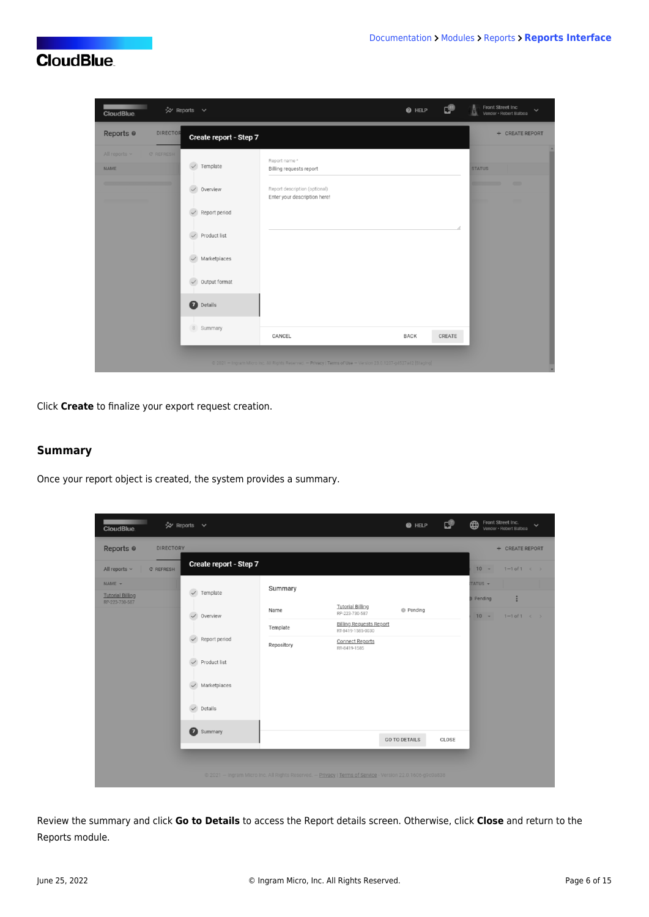Click **Create** to finalize your export request creation.

## Summary

Once your report object is created, the system provides a summary.

Review the summary and click **Go to Details** to access the Report details screen. Otherwise, click **Close** and return to the Reports module.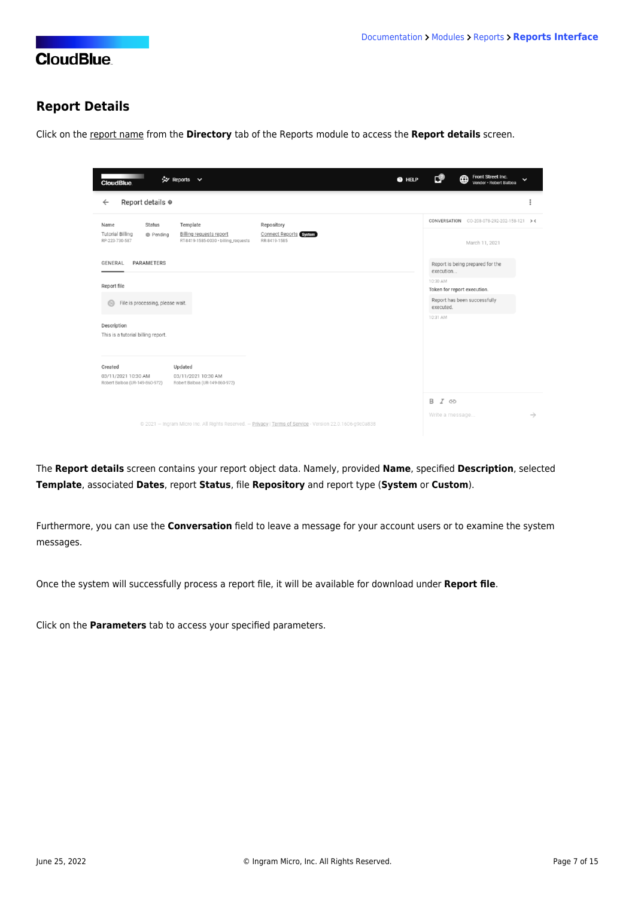## Report Details

Click on the report name from the **Directory** tab of the Reports module to access the **Report details** screen.

The **Report details** screen contains your report object data. Namely, provided **Name**, specified **Description**, selected **Template**, associated **Dates**, report **Status**, file **Repository** and report type (**System** or **Custom**).

Furthermore, you can use the **Conversation** field to leave a message for your account users or to examine the system messages.

Once the system will successfully process a report file, it will be available for download under **Report file**.

Click on the **Parameters** tab to access your specified parameters.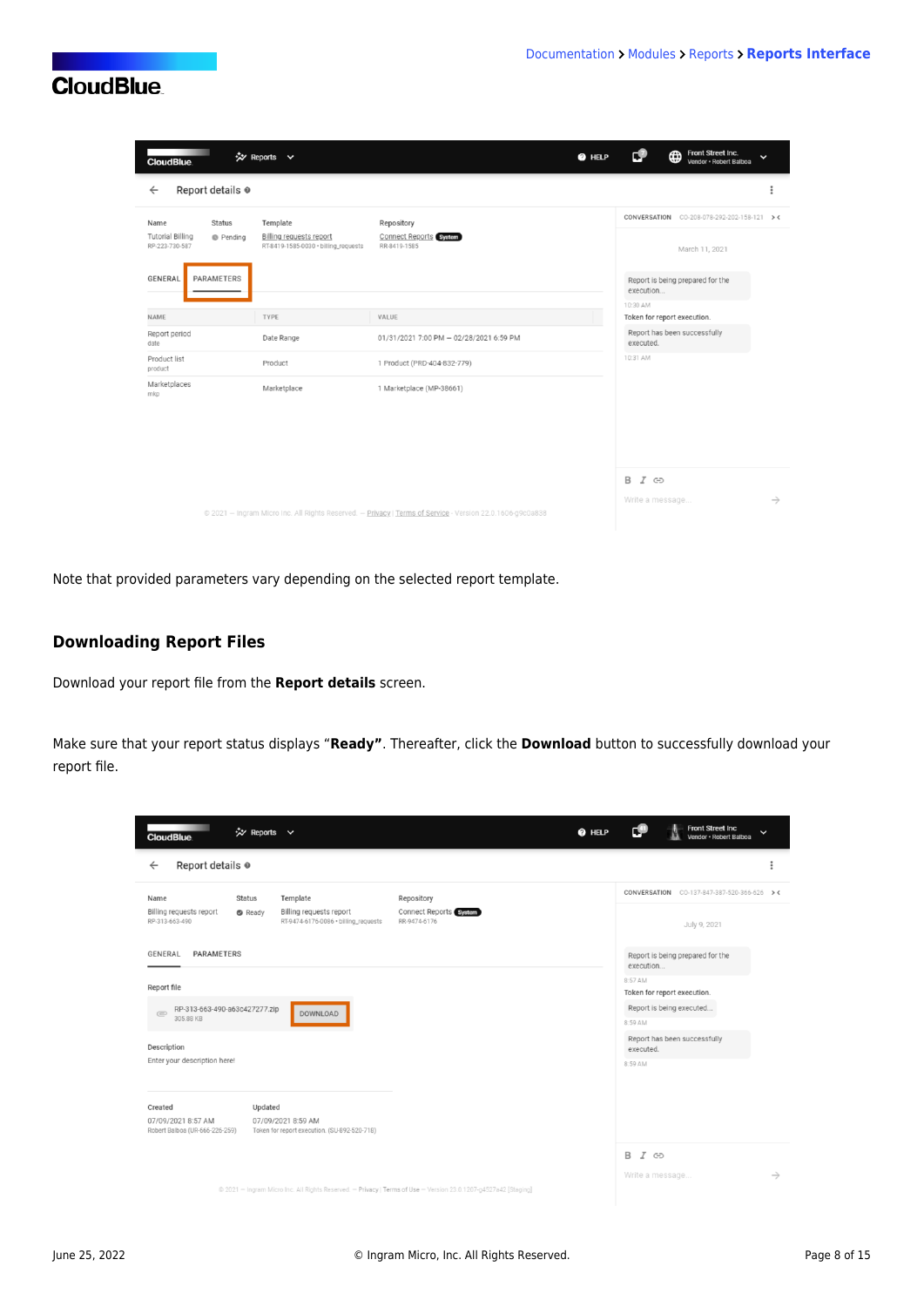Note that provided parameters vary depending on the selected report template.

## Downloading Report Files

Download your report file from the **Report details** screen.

Make sure that your report status displays “**Ready**”. Thereafter, click the **Download** button to successfully download your report file.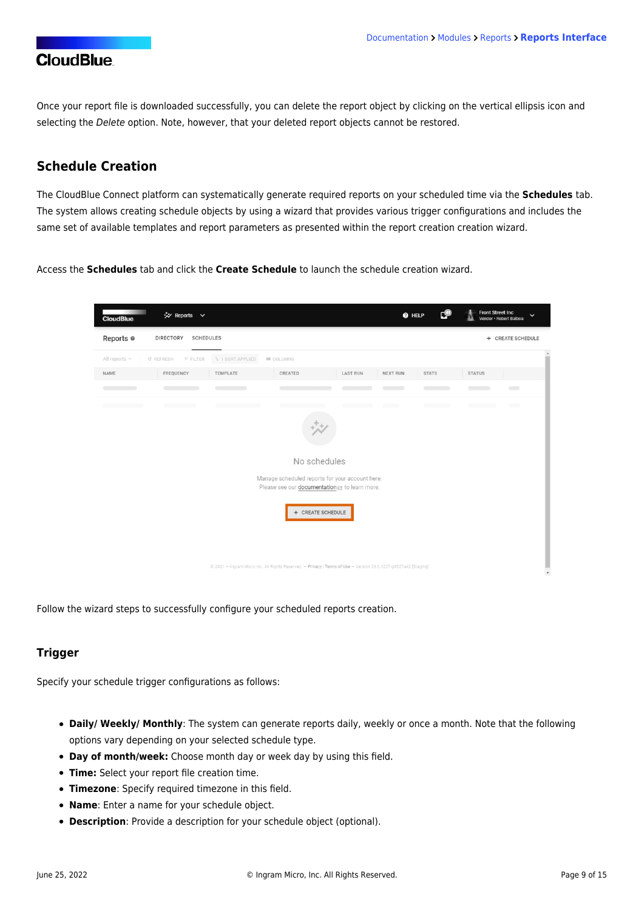Once your report file is downloaded successfully, you can delete the report object by clicking on the vertical ellipsis icon and selecting the *Delete* option. Note, however, that your deleted report objects cannot be restored.

## Schedule Creation

The CloudBlue Connect platform can systematically generate required reports on your scheduled time via the **Schedules** tab. The system allows creating schedule objects by using a wizard that provides various trigger configurations and includes the same set of available templates and report parameters as presented within the report creation creation wizard.

Access the **Schedules** tab and click the **Create Schedule** to launch the schedule creation wizard.

Follow the wizard steps to successfully configure your scheduled reports creation.

### Trigger

Specify your schedule trigger configurations as follows:

- **Daily/ Weekly/ Monthly**: The system can generate reports daily, weekly or once a month. Note that the following options vary depending on your selected schedule type.
- **Day of month/week:** Choose month day or week day by using this field.
- **Time:** Select your report file creation time.
- **Timezone**: Specify required timezone in this field.
- **Name**: Enter a name for your schedule object.
- **Description**: Provide a description for your schedule object (optional).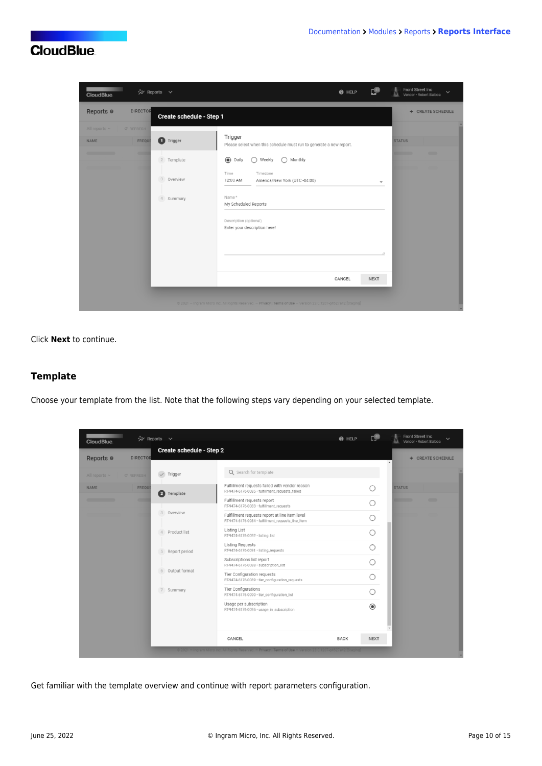Click **Next** to continue.

## Template

Choose your template from the list. Note that the following steps vary depending on your selected template.

Get familiar with the template overview and continue with report parameters configuration.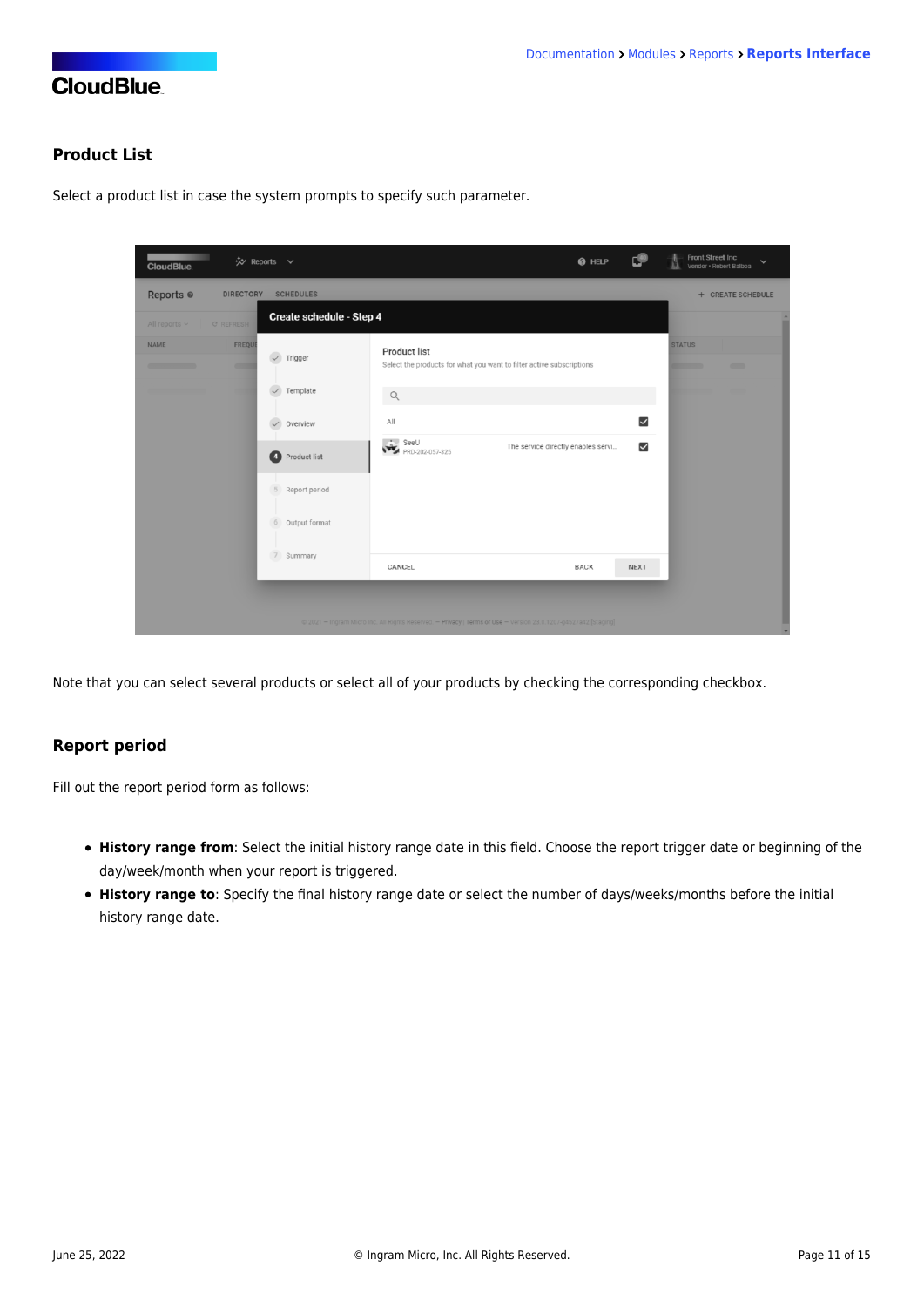## Product List

Select a product list in case the system prompts to specify such parameter.

Note that you can select several products or select all of your products by checking the corresponding checkbox.

## Report period

Fill out the report period form as follows:

- **History range from**: Select the initial history range date in this field. Choose the report trigger date or beginning of the day/week/month when your report is triggered.
- **History range to**: Specify the final history range date or select the number of days/weeks/months before the initial history range date.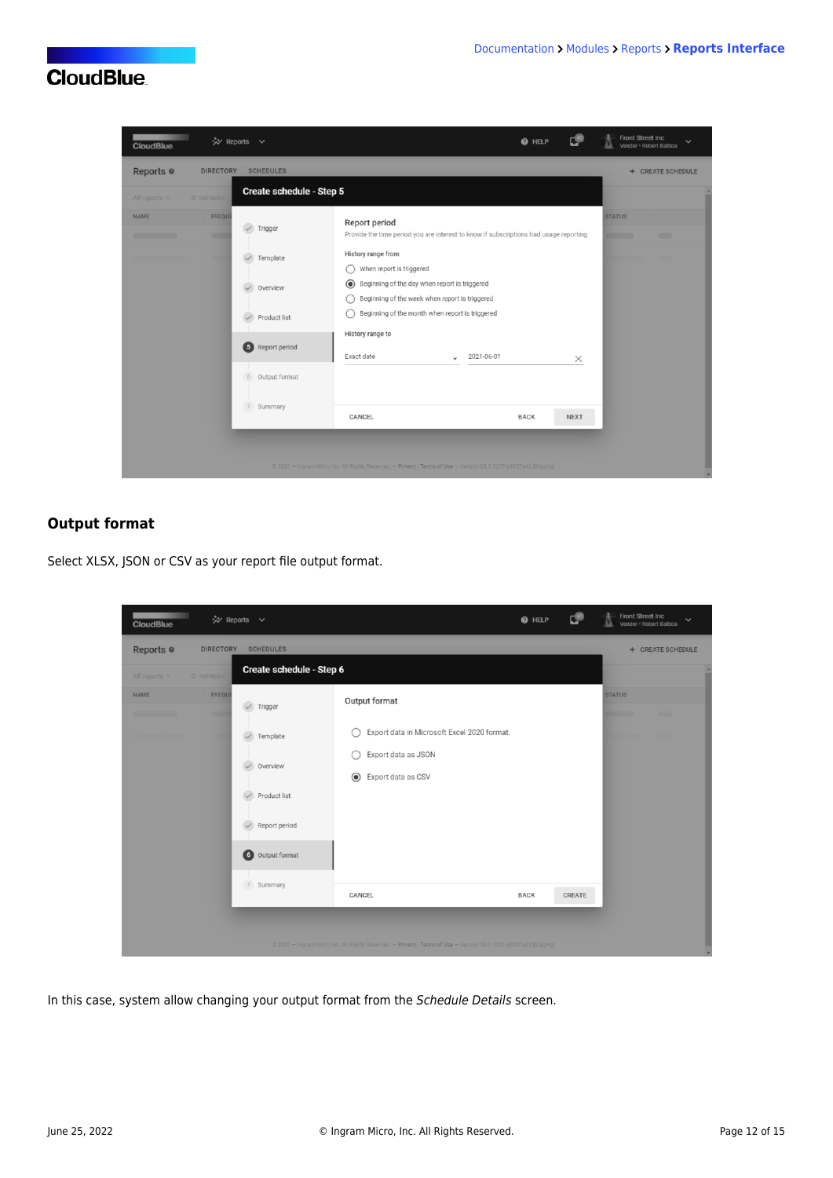## Output format

Select XLSX, JSON or CSV as your report file output format.

In this case, system allow changing your output format from the *Schedule Details* screen.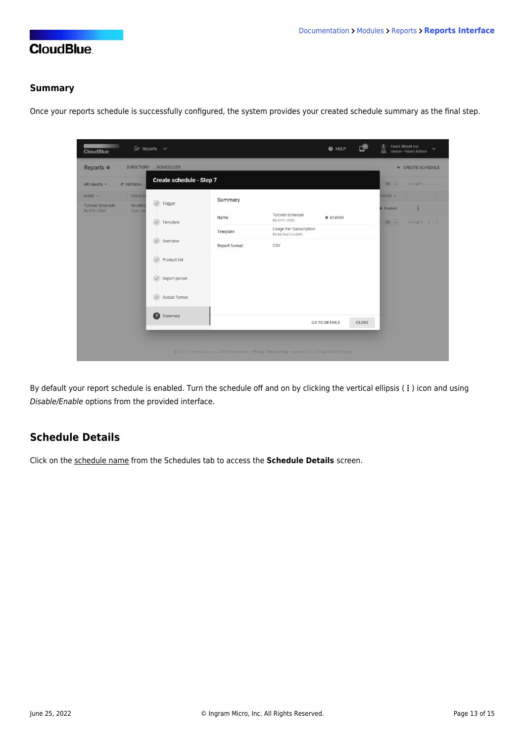### Summary

Once your reports schedule is successfully configured, the system provides your created schedule summary as the final step.

By default your report schedule is enabled. Turn the schedule off and on by clicking the vertical ellipsis ( ⋮ ) icon and using *Disable/Enable* options from the provided interface.

## Schedule Details

Click on the schedule name from the Schedules tab to access the **Schedule Details** screen.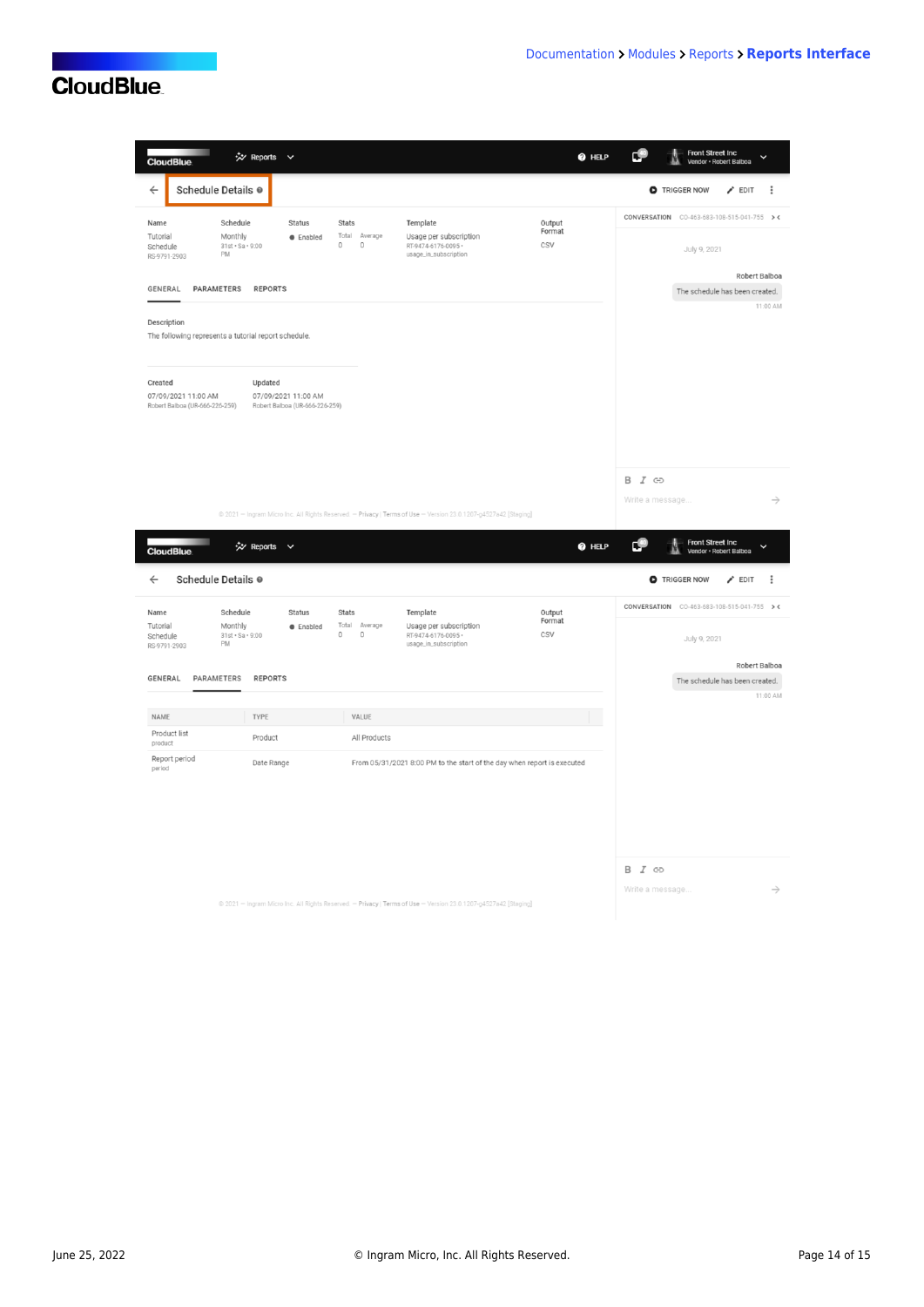Reports · HELP · Front Street Inc · Vendor • Robert Balboa

**Schedule Details**

TRIGGER NOW · EDIT

| Name | Schedule | Status | Stats | Template | Output Format |
| --- | --- | --- | --- | --- | --- |
| Tutorial Schedule RS-9791-2903 | Monthly 31st • Sa • 9:00 PM | Enabled | Total 0 · Average 0 | Usage per subscription RT-9474-6176-0095 • usage_in_subscription | CSV |

GENERAL · PARAMETERS · REPORTS

Description

The following represents a tutorial report schedule.

| Created | Updated |
| --- | --- |
| 07/09/2021 11:00 AM | 07/09/2021 11:00 AM |
| Robert Balboa (UR-666-226-259) | Robert Balboa (UR-666-226-259) |

CONVERSATION CO-463-683-108-515-041-755

July 9, 2021

Robert Balboa

The schedule has been created.

11:00 AM

Write a message...

© 2021 – Ingram Micro Inc. All Rights Reserved. – Privacy | Terms of Use – Version 23.0.1207-g4527a42 [Staging]

Reports · HELP · Front Street Inc · Vendor • Robert Balboa

**Schedule Details**

TRIGGER NOW · EDIT

| Name | Schedule | Status | Stats | Template | Output Format |
| --- | --- | --- | --- | --- | --- |
| Tutorial Schedule RS-9791-2903 | Monthly 31st • Sa • 9:00 PM | Enabled | Total 0 · Average 0 | Usage per subscription RT-9474-6176-0095 • usage_in_subscription | CSV |

GENERAL · PARAMETERS · REPORTS

| NAME | TYPE | VALUE |
| --- | --- | --- |
| Product list product | Product | All Products |
| Report period period | Date Range | From 05/31/2021 8:00 PM to the start of the day when report is executed |

CONVERSATION CO-463-683-108-515-041-755

July 9, 2021

Robert Balboa

The schedule has been created.

11:00 AM

Write a message...

© 2021 – Ingram Micro Inc. All Rights Reserved. – Privacy | Terms of Use – Version 23.0.1207-g4527a42 [Staging]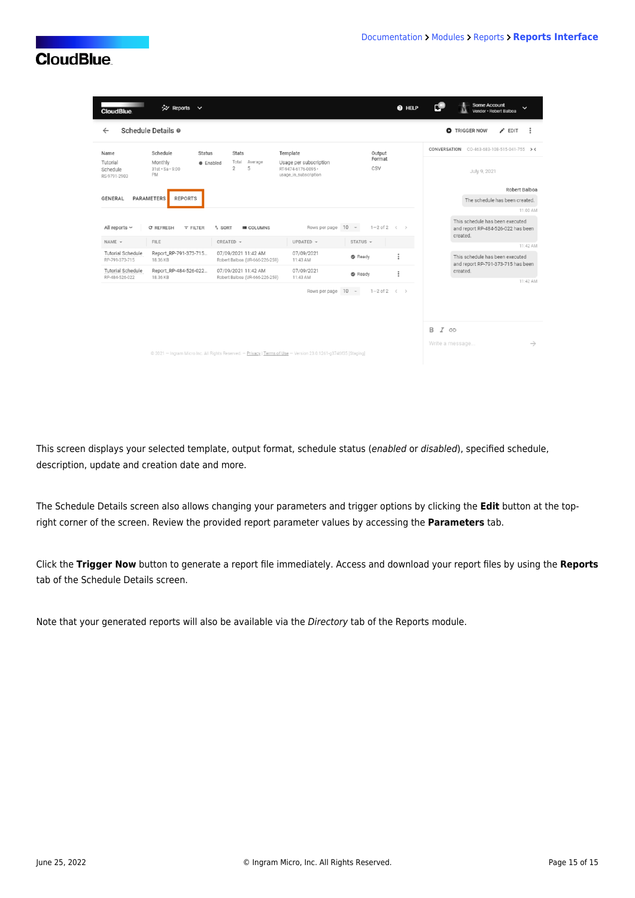This screen displays your selected template, output format, schedule status (*enabled* or *disabled*), specified schedule, description, update and creation date and more.

The Schedule Details screen also allows changing your parameters and trigger options by clicking the **Edit** button at the top-right corner of the screen. Review the provided report parameter values by accessing the **Parameters** tab.

Click the **Trigger Now** button to generate a report file immediately. Access and download your report files by using the **Reports** tab of the Schedule Details screen.

Note that your generated reports will also be available via the *Directory* tab of the Reports module.